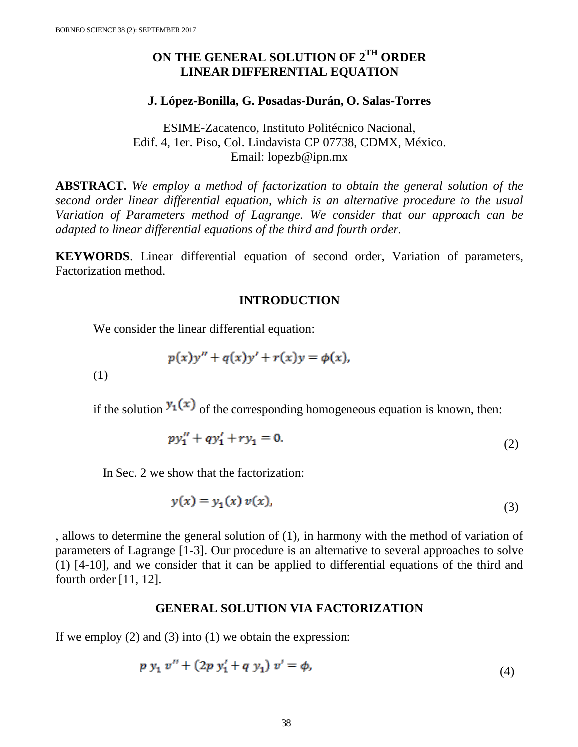# ON THE GENERAL SOLUTION OF 2[TH] ORDER LINEAR DIFFERENTIAL EQUATION

**J. López-Bonilla, G. Posadas-Durán, O. Salas-Torres**

ESIME-Zacatenco, Instituto Politécnico Nacional,
Edif. 4, 1er. Piso, Col. Lindavista CP 07738, CDMX, México.
Email: lopezb@ipn.mx

**ABSTRACT.** *We employ a method of factorization to obtain the general solution of the second order linear differential equation, which is an alternative procedure to the usual Variation of Parameters method of Lagrange. We consider that our approach can be adapted to linear differential equations of the third and fourth order.*

**KEYWORDS**. Linear differential equation of second order, Variation of parameters, Factorization method.

## INTRODUCTION

We consider the linear differential equation:

$$p(x)y'' + q(x)y' + r(x)y = \phi(x), \tag{1}$$

if the solution $y_1(x)$ of the corresponding homogeneous equation is known, then:

$$py_1'' + qy_1' + ry_1 = 0. \tag{2}$$

In Sec. 2 we show that the factorization:

$$y(x) = y_1(x)\, v(x), \tag{3}$$

, allows to determine the general solution of (1), in harmony with the method of variation of parameters of Lagrange [1-3]. Our procedure is an alternative to several approaches to solve (1) [4-10], and we consider that it can be applied to differential equations of the third and fourth order [11, 12].

## GENERAL SOLUTION VIA FACTORIZATION

If we employ (2) and (3) into (1) we obtain the expression:

$$p\, y_1\, v'' + (2p\, y_1' + q\, y_1)\, v' = \phi, \tag{4}$$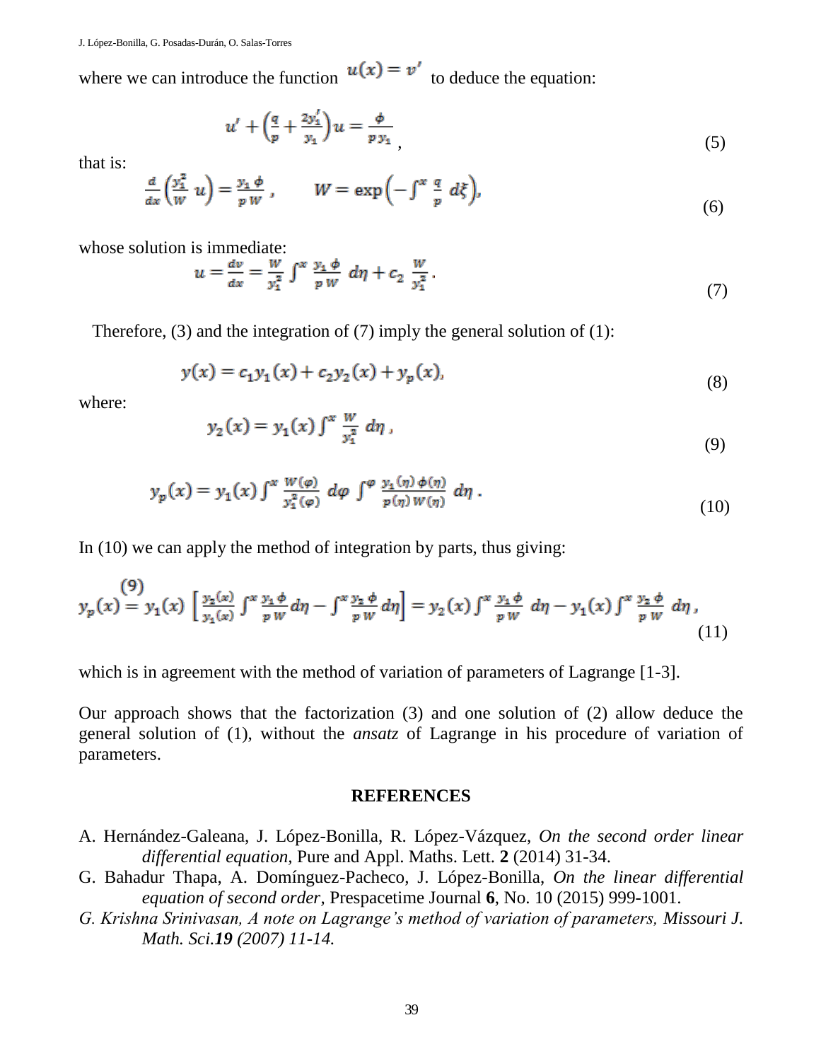where we can introduce the function $u(x) = v'$ to deduce the equation:

$$u' + \left(\frac{q}{p} + \frac{2y_1'}{y_1}\right)u = \frac{\phi}{p\, y_1}\,, \tag{5}$$

that is:

$$\frac{d}{dx}\left(\frac{y_1^2}{W}\, u\right) = \frac{y_1\, \phi}{p\, W}\,, \qquad W = \exp\left(-\int^x \frac{q}{p}\, d\xi\right), \tag{6}$$

whose solution is immediate:

$$u = \frac{dv}{dx} = \frac{W}{y_1^2}\int^x \frac{y_1\, \phi}{p\, W}\, d\eta + c_2\, \frac{W}{y_1^2}\,. \tag{7}$$

Therefore, (3) and the integration of (7) imply the general solution of (1):

$$y(x) = c_1 y_1(x) + c_2 y_2(x) + y_p(x), \tag{8}$$

where:

$$y_2(x) = y_1(x)\int^x \frac{W}{y_1^2}\, d\eta\,, \tag{9}$$

$$y_p(x) = y_1(x)\int^x \frac{W(\varphi)}{y_1^2(\varphi)}\, d\varphi\, \int^{\varphi} \frac{y_1(\eta)\, \phi(\eta)}{p(\eta)\, W(\eta)}\, d\eta\,. \tag{10}$$

In (10) we can apply the method of integration by parts, thus giving:

$$y_p(x) \overset{(9)}{=} y_1(x)\left[\frac{y_2(x)}{y_1(x)}\int^x \frac{y_1\, \phi}{p\, W} d\eta - \int^x \frac{y_2\, \phi}{p\, W} d\eta\right] = y_2(x)\int^x \frac{y_1\, \phi}{p\, W}\, d\eta - y_1(x)\int^x \frac{y_2\, \phi}{p\, W}\, d\eta\,, \tag{11}$$

which is in agreement with the method of variation of parameters of Lagrange [1-3].

Our approach shows that the factorization (3) and one solution of (2) allow deduce the general solution of (1), without the *ansatz* of Lagrange in his procedure of variation of parameters.

## REFERENCES

A. Hernández-Galeana, J. López-Bonilla, R. López-Vázquez, *On the second order linear differential equation*, Pure and Appl. Maths. Lett. **2** (2014) 31-34.

G. Bahadur Thapa, A. Domínguez-Pacheco, J. López-Bonilla, *On the linear differential equation of second order*, Prespacetime Journal **6**, No. 10 (2015) 999-1001.

*G. Krishna Srinivasan, A note on Lagrange's method of variation of parameters, Missouri J. Math. Sci.**19** (2007) 11-14.*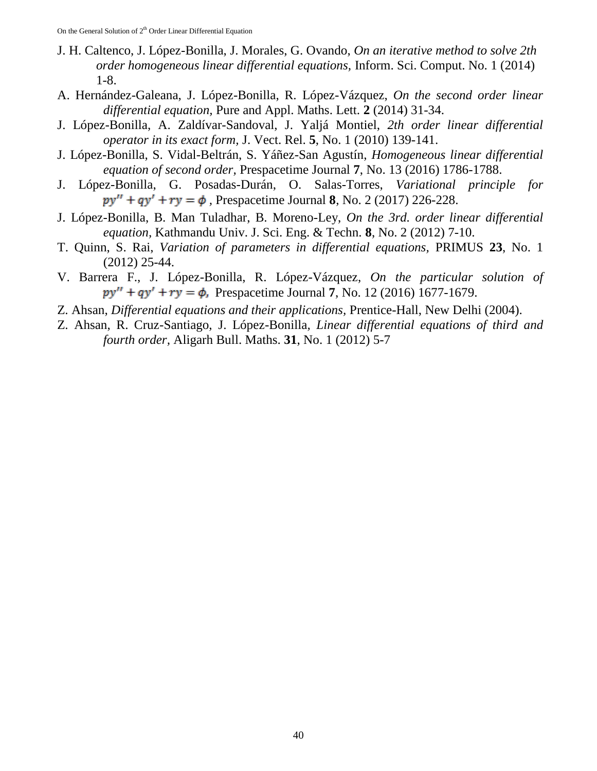J. H. Caltenco, J. López-Bonilla, J. Morales, G. Ovando, *On an iterative method to solve 2th order homogeneous linear differential equations,* Inform. Sci. Comput. No. 1 (2014) 1-8.

A. Hernández-Galeana, J. López-Bonilla, R. López-Vázquez, *On the second order linear differential equation,* Pure and Appl. Maths. Lett. **2** (2014) 31-34.

J. López-Bonilla, A. Zaldívar-Sandoval, J. Yaljá Montiel, *2th order linear differential operator in its exact form,* J. Vect. Rel. **5**, No. 1 (2010) 139-141.

J. López-Bonilla, S. Vidal-Beltrán, S. Yáñez-San Agustín, *Homogeneous linear differential equation of second order,* Prespacetime Journal **7**, No. 13 (2016) 1786-1788.

J. López-Bonilla, G. Posadas-Durán, O. Salas-Torres, *Variational principle for* $py'' + qy' + ry = \phi$ , Prespacetime Journal **8**, No. 2 (2017) 226-228.

J. López-Bonilla, B. Man Tuladhar, B. Moreno-Ley, *On the 3rd. order linear differential equation,* Kathmandu Univ. J. Sci. Eng. & Techn. **8**, No. 2 (2012) 7-10.

T. Quinn, S. Rai, *Variation of parameters in differential equations,* PRIMUS **23**, No. 1 (2012) 25-44.

V. Barrera F., J. López-Bonilla, R. López-Vázquez, *On the particular solution of* $py'' + qy' + ry = \phi,$ Prespacetime Journal **7**, No. 12 (2016) 1677-1679.

Z. Ahsan, *Differential equations and their applications,* Prentice-Hall, New Delhi (2004).

Z. Ahsan, R. Cruz-Santiago, J. López-Bonilla, *Linear differential equations of third and fourth order,* Aligarh Bull. Maths. **31**, No. 1 (2012) 5-7